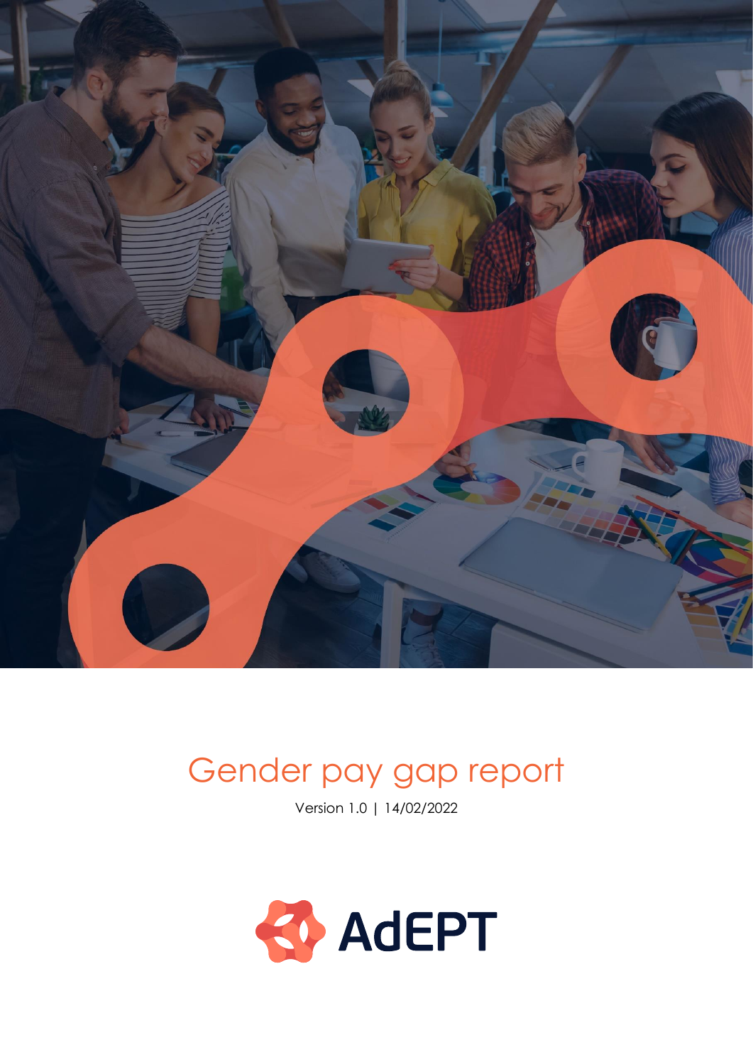# Gender pay gap report

Version 1.0 | 14/02/2022

AdEPT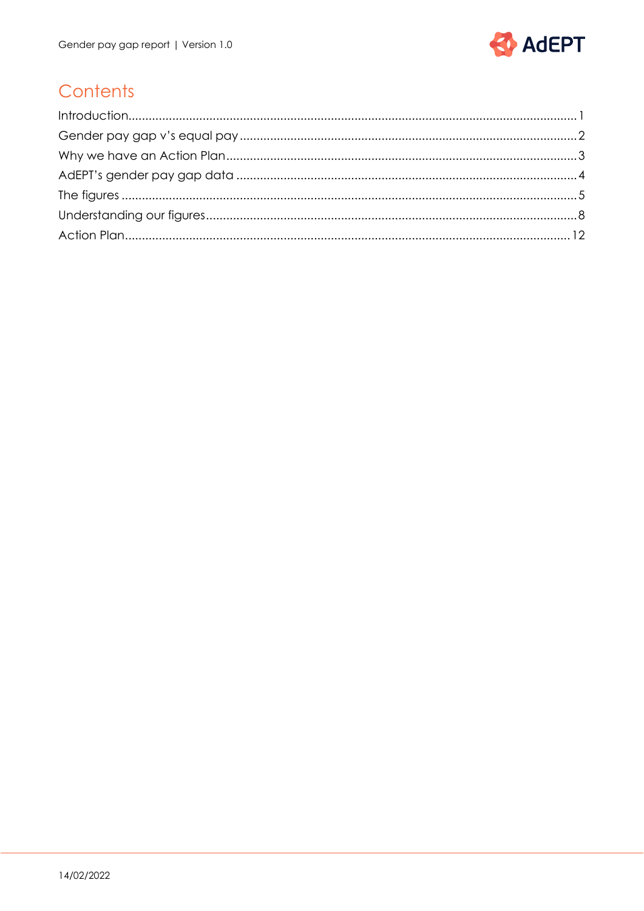# Contents

Introduction........................................................................................................................1
Gender pay gap v's equal pay...................................................................................2
Why we have an Action Plan.....................................................................................3
AdEPT's gender pay gap data..................................................................................4
The figures....................................................................................................................5
Understanding our figures...........................................................................................8
Action Plan..................................................................................................................12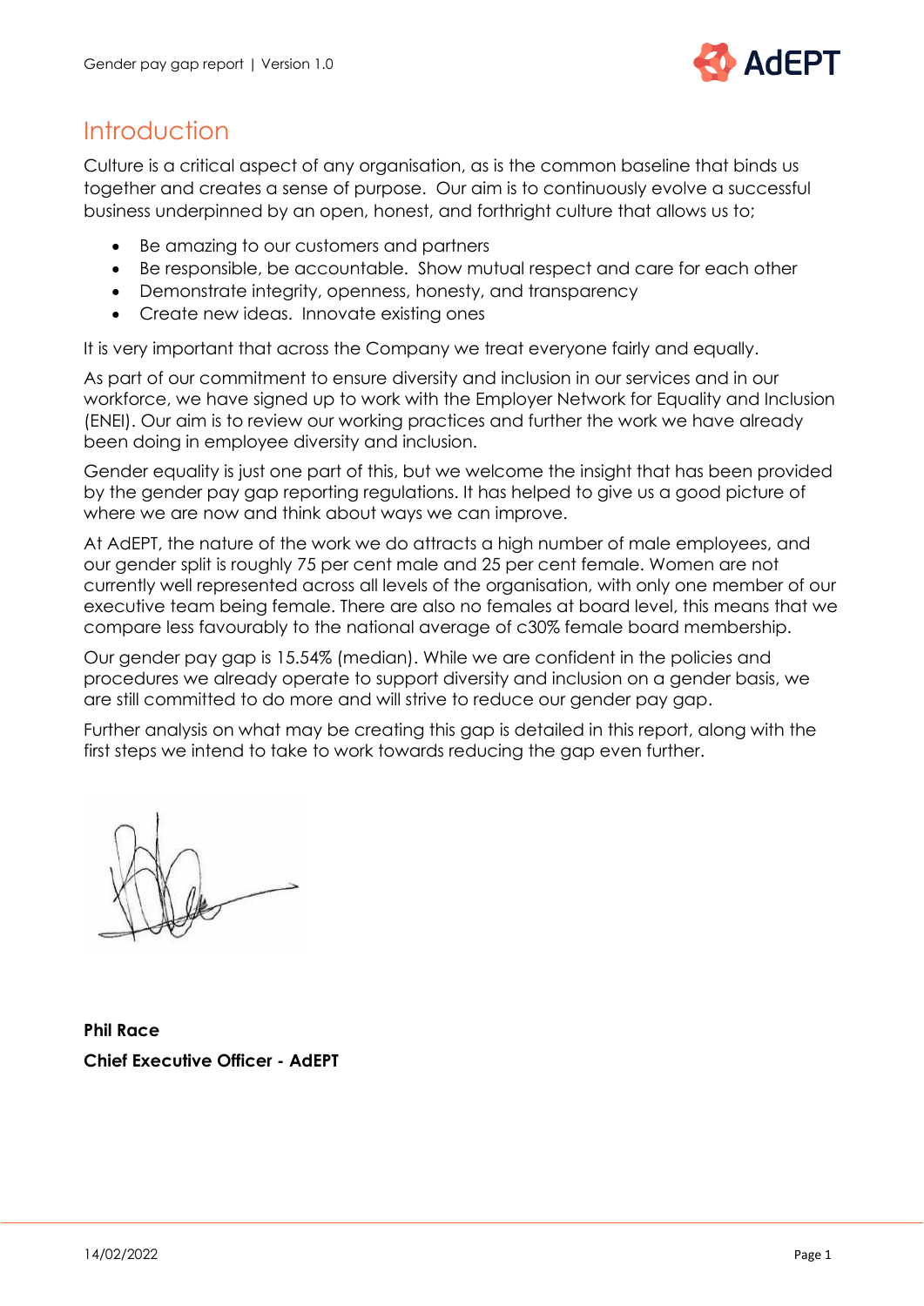# Introduction

Culture is a critical aspect of any organisation, as is the common baseline that binds us together and creates a sense of purpose. Our aim is to continuously evolve a successful business underpinned by an open, honest, and forthright culture that allows us to;

- Be amazing to our customers and partners
- Be responsible, be accountable. Show mutual respect and care for each other
- Demonstrate integrity, openness, honesty, and transparency
- Create new ideas. Innovate existing ones

It is very important that across the Company we treat everyone fairly and equally.

As part of our commitment to ensure diversity and inclusion in our services and in our workforce, we have signed up to work with the Employer Network for Equality and Inclusion (ENEI). Our aim is to review our working practices and further the work we have already been doing in employee diversity and inclusion.

Gender equality is just one part of this, but we welcome the insight that has been provided by the gender pay gap reporting regulations. It has helped to give us a good picture of where we are now and think about ways we can improve.

At AdEPT, the nature of the work we do attracts a high number of male employees, and our gender split is roughly 75 per cent male and 25 per cent female. Women are not currently well represented across all levels of the organisation, with only one member of our executive team being female. There are also no females at board level, this means that we compare less favourably to the national average of c30% female board membership.

Our gender pay gap is 15.54% (median). While we are confident in the policies and procedures we already operate to support diversity and inclusion on a gender basis, we are still committed to do more and will strive to reduce our gender pay gap.

Further analysis on what may be creating this gap is detailed in this report, along with the first steps we intend to take to work towards reducing the gap even further.

**Phil Race**

**Chief Executive Officer - AdEPT**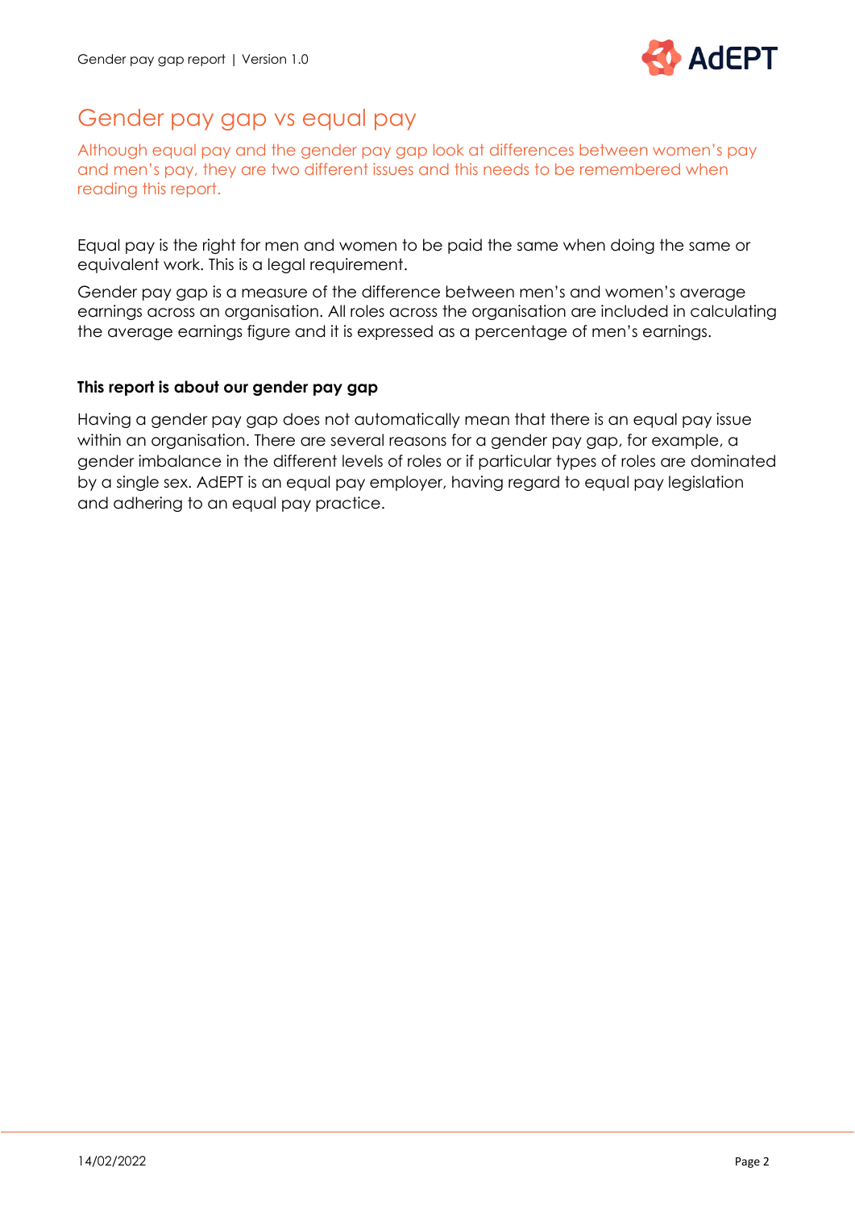# Gender pay gap vs equal pay

Although equal pay and the gender pay gap look at differences between women's pay and men's pay, they are two different issues and this needs to be remembered when reading this report.

Equal pay is the right for men and women to be paid the same when doing the same or equivalent work. This is a legal requirement.

Gender pay gap is a measure of the difference between men's and women's average earnings across an organisation. All roles across the organisation are included in calculating the average earnings figure and it is expressed as a percentage of men's earnings.

**This report is about our gender pay gap**

Having a gender pay gap does not automatically mean that there is an equal pay issue within an organisation. There are several reasons for a gender pay gap, for example, a gender imbalance in the different levels of roles or if particular types of roles are dominated by a single sex. AdEPT is an equal pay employer, having regard to equal pay legislation and adhering to an equal pay practice.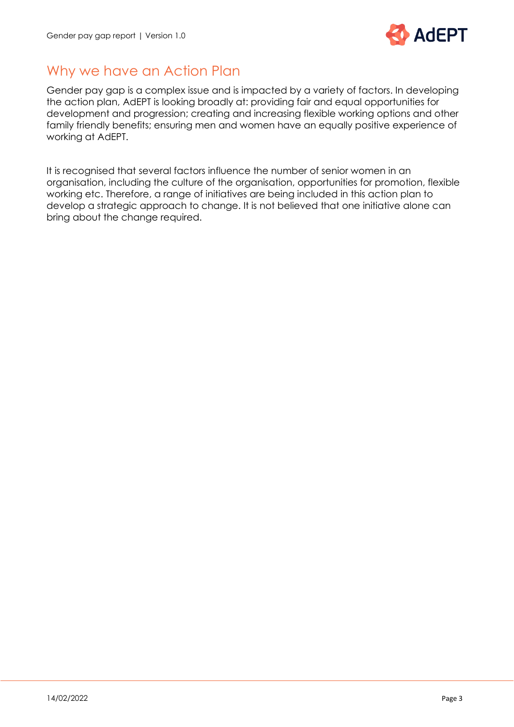## Why we have an Action Plan

Gender pay gap is a complex issue and is impacted by a variety of factors. In developing the action plan, AdEPT is looking broadly at: providing fair and equal opportunities for development and progression; creating and increasing flexible working options and other family friendly benefits; ensuring men and women have an equally positive experience of working at AdEPT.

It is recognised that several factors influence the number of senior women in an organisation, including the culture of the organisation, opportunities for promotion, flexible working etc. Therefore, a range of initiatives are being included in this action plan to develop a strategic approach to change. It is not believed that one initiative alone can bring about the change required.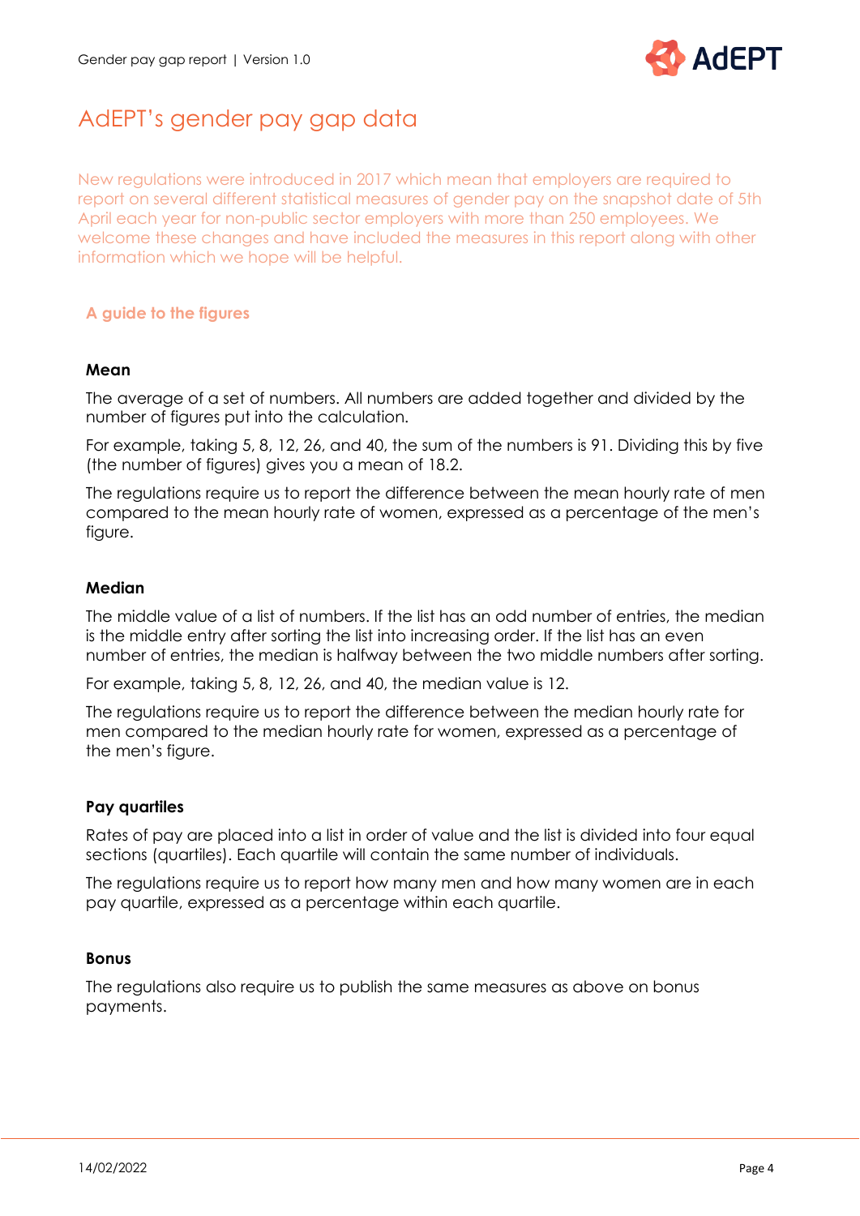# AdEPT's gender pay gap data

New regulations were introduced in 2017 which mean that employers are required to report on several different statistical measures of gender pay on the snapshot date of 5th April each year for non-public sector employers with more than 250 employees. We welcome these changes and have included the measures in this report along with other information which we hope will be helpful.

## A guide to the figures

### Mean

The average of a set of numbers. All numbers are added together and divided by the number of figures put into the calculation.

For example, taking 5, 8, 12, 26, and 40, the sum of the numbers is 91. Dividing this by five (the number of figures) gives you a mean of 18.2.

The regulations require us to report the difference between the mean hourly rate of men compared to the mean hourly rate of women, expressed as a percentage of the men's figure.

### Median

The middle value of a list of numbers. If the list has an odd number of entries, the median is the middle entry after sorting the list into increasing order. If the list has an even number of entries, the median is halfway between the two middle numbers after sorting.

For example, taking 5, 8, 12, 26, and 40, the median value is 12.

The regulations require us to report the difference between the median hourly rate for men compared to the median hourly rate for women, expressed as a percentage of the men's figure.

### Pay quartiles

Rates of pay are placed into a list in order of value and the list is divided into four equal sections (quartiles). Each quartile will contain the same number of individuals.

The regulations require us to report how many men and how many women are in each pay quartile, expressed as a percentage within each quartile.

### Bonus

The regulations also require us to publish the same measures as above on bonus payments.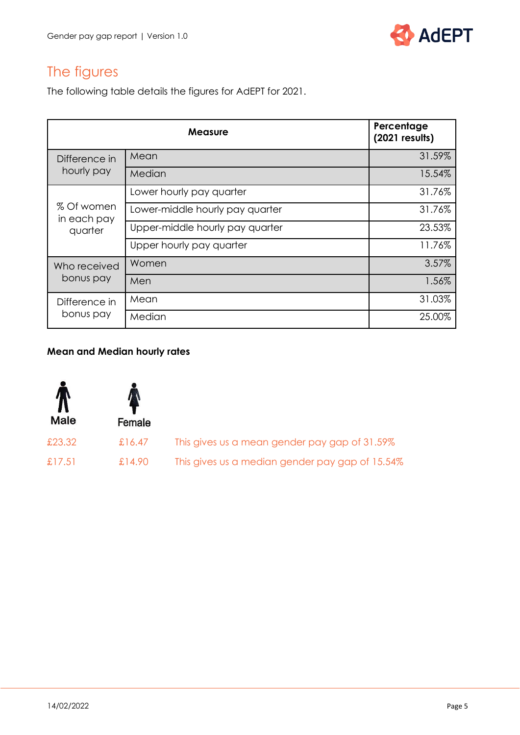## The figures

The following table details the figures for AdEPT for 2021.

| Measure | | Percentage (2021 results) |
|---|---|---|
| Difference in hourly pay | Mean | 31.59% |
| | Median | 15.54% |
| % Of women in each pay quarter | Lower hourly pay quarter | 31.76% |
| | Lower-middle hourly pay quarter | 31.76% |
| | Upper-middle hourly pay quarter | 23.53% |
| | Upper hourly pay quarter | 11.76% |
| Who received bonus pay | Women | 3.57% |
| | Men | 1.56% |
| Difference in bonus pay | Mean | 31.03% |
| | Median | 25.00% |

**Mean and Median hourly rates**

| Male | Female | |
|---|---|---|
| £23.32 | £16.47 | This gives us a mean gender pay gap of 31.59% |
| £17.51 | £14.90 | This gives us a median gender pay gap of 15.54% |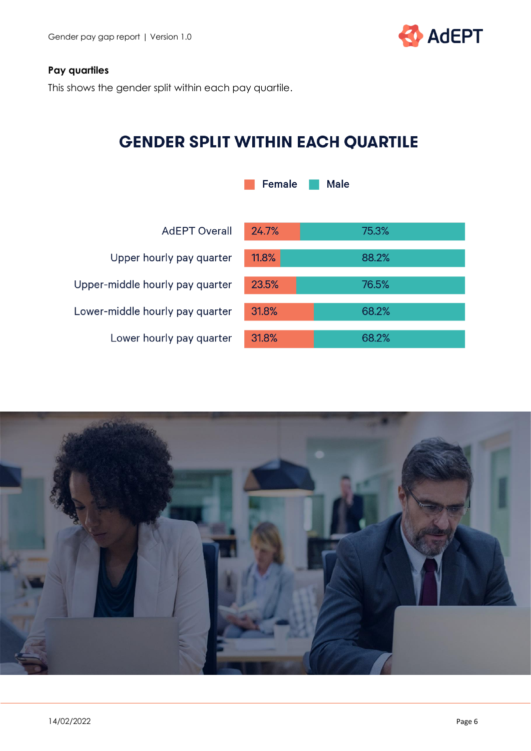**Pay quartiles**

This shows the gender split within each pay quartile.

GENDER SPLIT WITHIN EACH QUARTILE

Female
Male

AdEPT Overall
24.7%
75.3%

Upper hourly pay quarter
11.8%
88.2%

Upper-middle hourly pay quarter
23.5%
76.5%

Lower-middle hourly pay quarter
31.8%
68.2%

Lower hourly pay quarter
31.8%
68.2%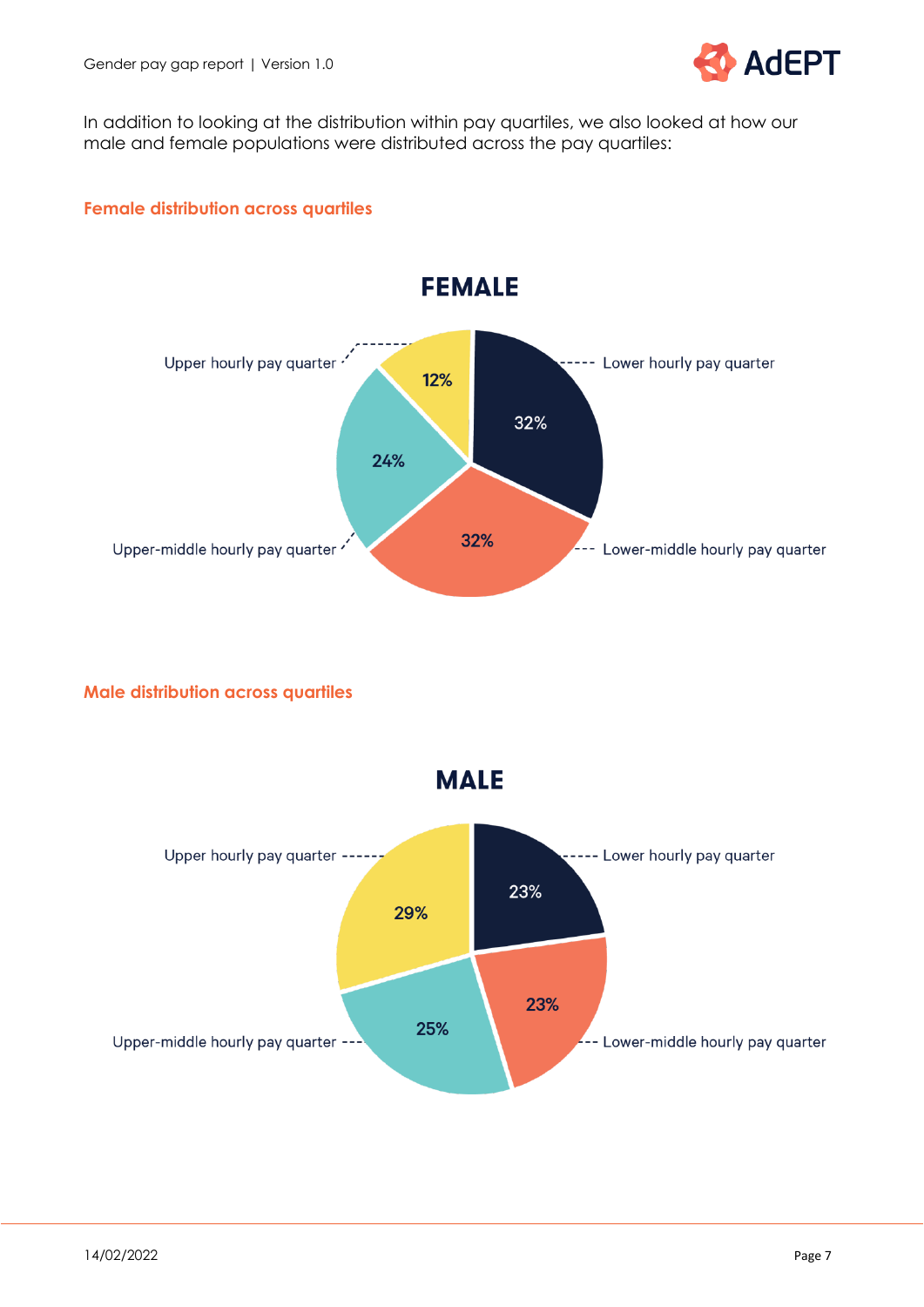In addition to looking at the distribution within pay quartiles, we also looked at how our male and female populations were distributed across the pay quartiles:

### Female distribution across quartiles

FEMALE

Upper hourly pay quarter

12%

Lower hourly pay quarter

32%

24%

Upper-middle hourly pay quarter

32%

Lower-middle hourly pay quarter

### Male distribution across quartiles

MALE

Upper hourly pay quarter

Lower hourly pay quarter

23%

29%

23%

25%

Upper-middle hourly pay quarter

Lower-middle hourly pay quarter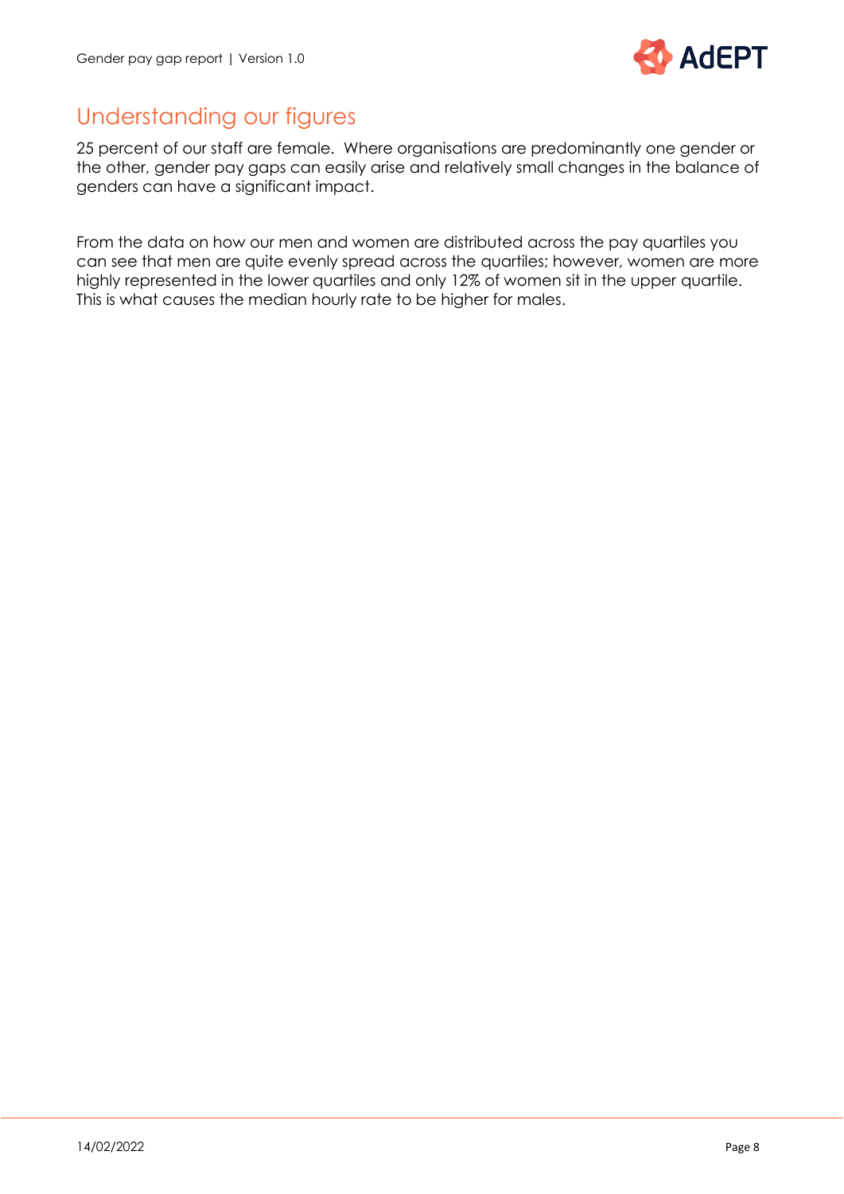## Understanding our figures

25 percent of our staff are female. Where organisations are predominantly one gender or the other, gender pay gaps can easily arise and relatively small changes in the balance of genders can have a significant impact.

From the data on how our men and women are distributed across the pay quartiles you can see that men are quite evenly spread across the quartiles; however, women are more highly represented in the lower quartiles and only 12% of women sit in the upper quartile. This is what causes the median hourly rate to be higher for males.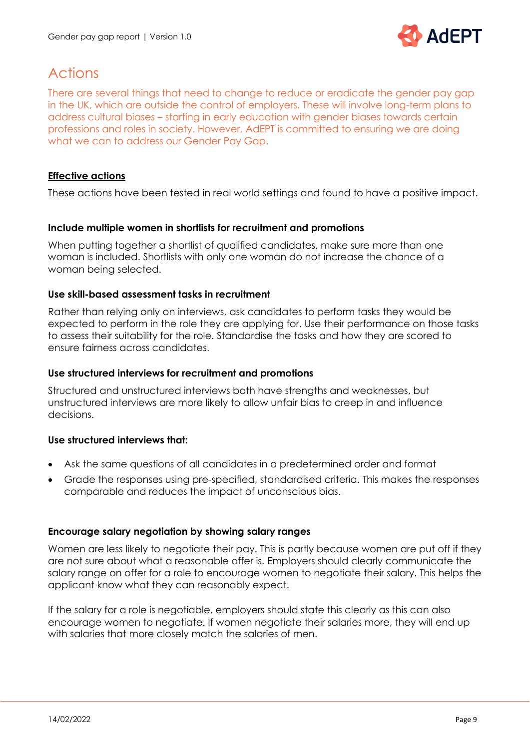# Actions

There are several things that need to change to reduce or eradicate the gender pay gap in the UK, which are outside the control of employers. These will involve long-term plans to address cultural biases – starting in early education with gender biases towards certain professions and roles in society. However, AdEPT is committed to ensuring we are doing what we can to address our Gender Pay Gap.

## Effective actions

These actions have been tested in real world settings and found to have a positive impact.

### Include multiple women in shortlists for recruitment and promotions

When putting together a shortlist of qualified candidates, make sure more than one woman is included. Shortlists with only one woman do not increase the chance of a woman being selected.

### Use skill-based assessment tasks in recruitment

Rather than relying only on interviews, ask candidates to perform tasks they would be expected to perform in the role they are applying for. Use their performance on those tasks to assess their suitability for the role. Standardise the tasks and how they are scored to ensure fairness across candidates.

### Use structured interviews for recruitment and promotions

Structured and unstructured interviews both have strengths and weaknesses, but unstructured interviews are more likely to allow unfair bias to creep in and influence decisions.

### Use structured interviews that:

- Ask the same questions of all candidates in a predetermined order and format
- Grade the responses using pre-specified, standardised criteria. This makes the responses comparable and reduces the impact of unconscious bias.

### Encourage salary negotiation by showing salary ranges

Women are less likely to negotiate their pay. This is partly because women are put off if they are not sure about what a reasonable offer is. Employers should clearly communicate the salary range on offer for a role to encourage women to negotiate their salary. This helps the applicant know what they can reasonably expect.

If the salary for a role is negotiable, employers should state this clearly as this can also encourage women to negotiate. If women negotiate their salaries more, they will end up with salaries that more closely match the salaries of men.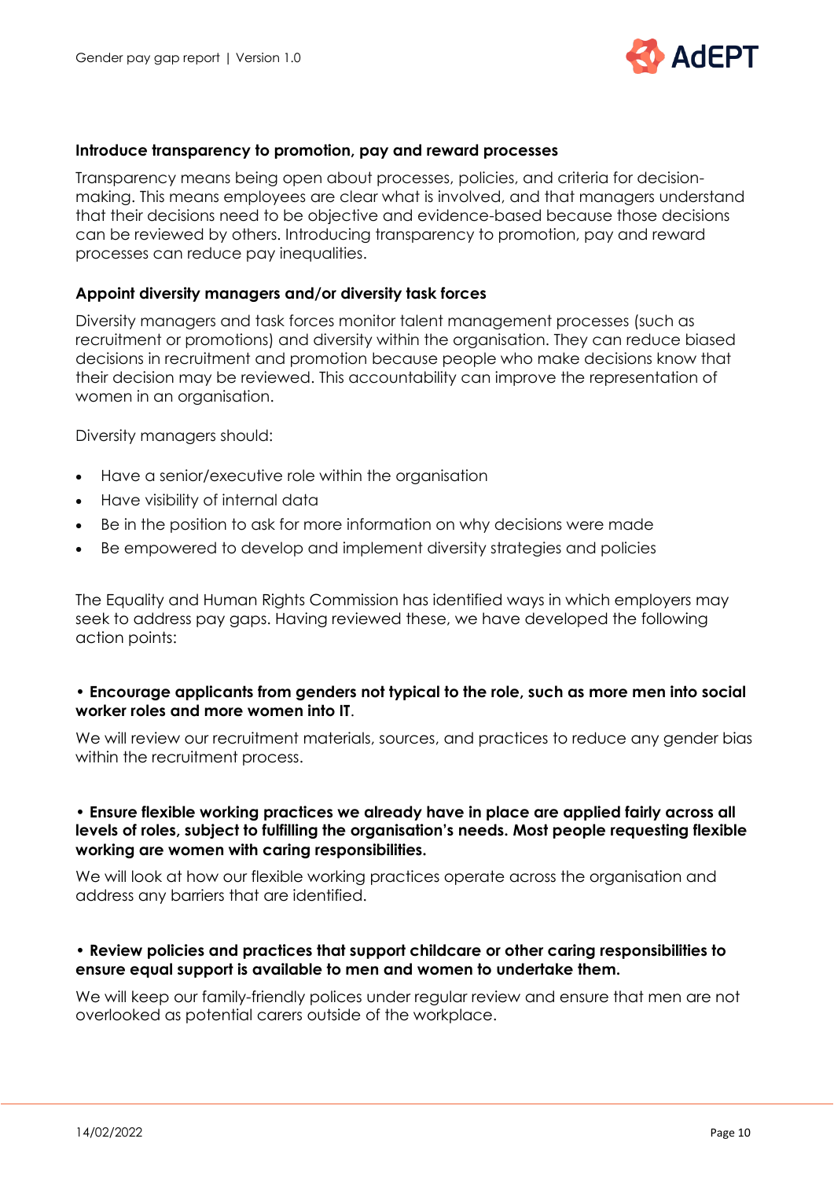**Introduce transparency to promotion, pay and reward processes**

Transparency means being open about processes, policies, and criteria for decision-making. This means employees are clear what is involved, and that managers understand that their decisions need to be objective and evidence-based because those decisions can be reviewed by others. Introducing transparency to promotion, pay and reward processes can reduce pay inequalities.

**Appoint diversity managers and/or diversity task forces**

Diversity managers and task forces monitor talent management processes (such as recruitment or promotions) and diversity within the organisation. They can reduce biased decisions in recruitment and promotion because people who make decisions know that their decision may be reviewed. This accountability can improve the representation of women in an organisation.

Diversity managers should:

- Have a senior/executive role within the organisation
- Have visibility of internal data
- Be in the position to ask for more information on why decisions were made
- Be empowered to develop and implement diversity strategies and policies

The Equality and Human Rights Commission has identified ways in which employers may seek to address pay gaps. Having reviewed these, we have developed the following action points:

**• Encourage applicants from genders not typical to the role, such as more men into social worker roles and more women into IT**.

We will review our recruitment materials, sources, and practices to reduce any gender bias within the recruitment process.

**• Ensure flexible working practices we already have in place are applied fairly across all levels of roles, subject to fulfilling the organisation's needs. Most people requesting flexible working are women with caring responsibilities.**

We will look at how our flexible working practices operate across the organisation and address any barriers that are identified.

**• Review policies and practices that support childcare or other caring responsibilities to ensure equal support is available to men and women to undertake them.**

We will keep our family-friendly polices under regular review and ensure that men are not overlooked as potential carers outside of the workplace.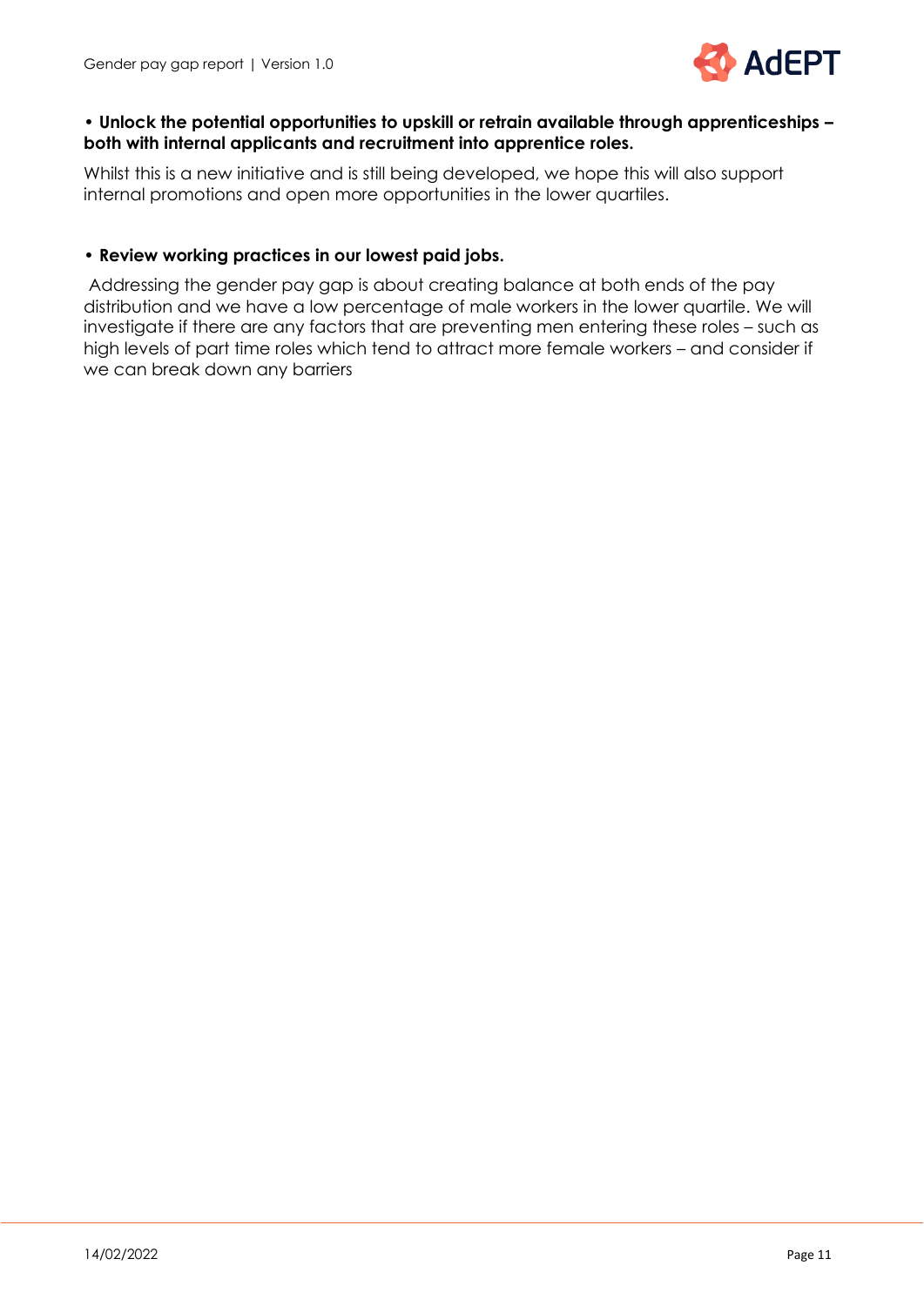• **Unlock the potential opportunities to upskill or retrain available through apprenticeships – both with internal applicants and recruitment into apprentice roles.**

Whilst this is a new initiative and is still being developed, we hope this will also support internal promotions and open more opportunities in the lower quartiles.

• **Review working practices in our lowest paid jobs.**

Addressing the gender pay gap is about creating balance at both ends of the pay distribution and we have a low percentage of male workers in the lower quartile. We will investigate if there are any factors that are preventing men entering these roles – such as high levels of part time roles which tend to attract more female workers – and consider if we can break down any barriers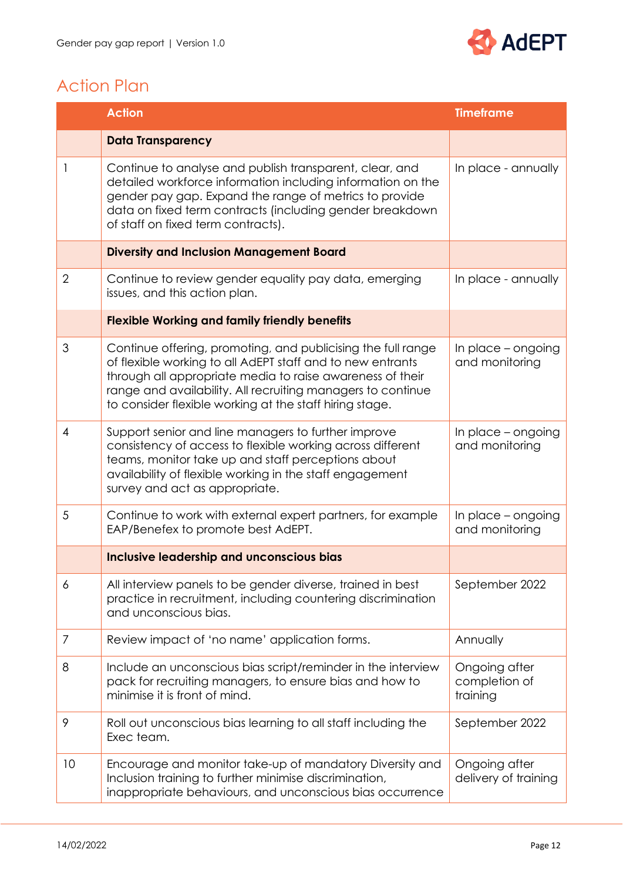## Action Plan

| | Action | Timeframe |
|---|---|---|
| | **Data Transparency** | |
| 1 | Continue to analyse and publish transparent, clear, and detailed workforce information including information on the gender pay gap. Expand the range of metrics to provide data on fixed term contracts (including gender breakdown of staff on fixed term contracts). | In place - annually |
| | **Diversity and Inclusion Management Board** | |
| 2 | Continue to review gender equality pay data, emerging issues, and this action plan. | In place - annually |
| | **Flexible Working and family friendly benefits** | |
| 3 | Continue offering, promoting, and publicising the full range of flexible working to all AdEPT staff and to new entrants through all appropriate media to raise awareness of their range and availability. All recruiting managers to continue to consider flexible working at the staff hiring stage. | In place – ongoing and monitoring |
| 4 | Support senior and line managers to further improve consistency of access to flexible working across different teams, monitor take up and staff perceptions about availability of flexible working in the staff engagement survey and act as appropriate. | In place – ongoing and monitoring |
| 5 | Continue to work with external expert partners, for example EAP/Benefex to promote best AdEPT. | In place – ongoing and monitoring |
| | **Inclusive leadership and unconscious bias** | |
| 6 | All interview panels to be gender diverse, trained in best practice in recruitment, including countering discrimination and unconscious bias. | September 2022 |
| 7 | Review impact of 'no name' application forms. | Annually |
| 8 | Include an unconscious bias script/reminder in the interview pack for recruiting managers, to ensure bias and how to minimise it is front of mind. | Ongoing after completion of training |
| 9 | Roll out unconscious bias learning to all staff including the Exec team. | September 2022 |
| 10 | Encourage and monitor take-up of mandatory Diversity and Inclusion training to further minimise discrimination, inappropriate behaviours, and unconscious bias occurrence | Ongoing after delivery of training |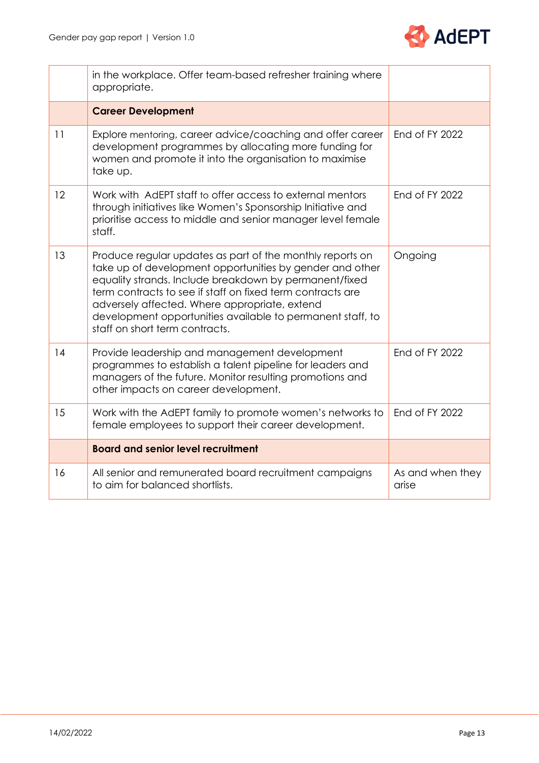| | | |
|---|---|---|
| | in the workplace. Offer team-based refresher training where appropriate. | |
| | **Career Development** | |
| 11 | Explore mentoring, career advice/coaching and offer career development programmes by allocating more funding for women and promote it into the organisation to maximise take up. | End of FY 2022 |
| 12 | Work with AdEPT staff to offer access to external mentors through initiatives like Women's Sponsorship Initiative and prioritise access to middle and senior manager level female staff. | End of FY 2022 |
| 13 | Produce regular updates as part of the monthly reports on take up of development opportunities by gender and other equality strands. Include breakdown by permanent/fixed term contracts to see if staff on fixed term contracts are adversely affected. Where appropriate, extend development opportunities available to permanent staff, to staff on short term contracts. | Ongoing |
| 14 | Provide leadership and management development programmes to establish a talent pipeline for leaders and managers of the future. Monitor resulting promotions and other impacts on career development. | End of FY 2022 |
| 15 | Work with the AdEPT family to promote women's networks to female employees to support their career development. | End of FY 2022 |
| | **Board and senior level recruitment** | |
| 16 | All senior and remunerated board recruitment campaigns to aim for balanced shortlists. | As and when they arise |